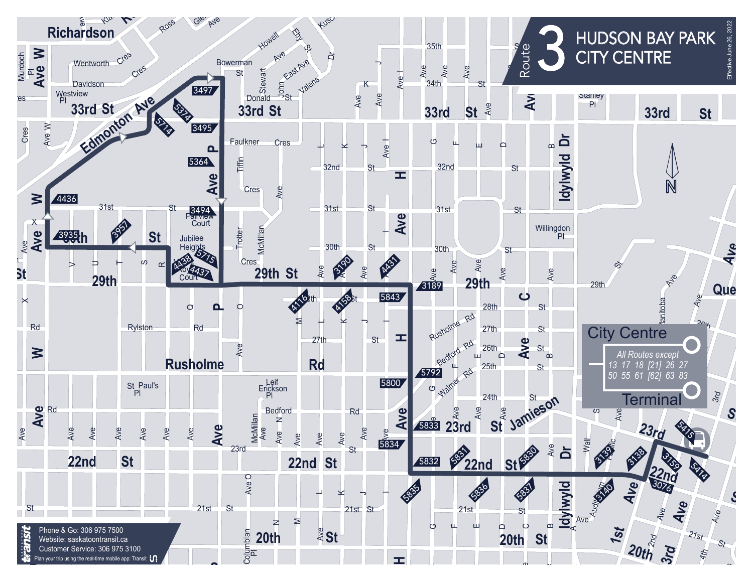# Route 3 HUDSON BAY PARK CITY CENTRE

Effective June 26, 2022

## City Centre Terminal

*All Routes except*
13 17 18 [21] 26 27
50 55 61 [62] 63 83

Phone & Go: 306 975 7500
Website: saskatoontransit.ca
Customer Service: 306 975 3100
Plan your trip using the real-time mobile app: Transit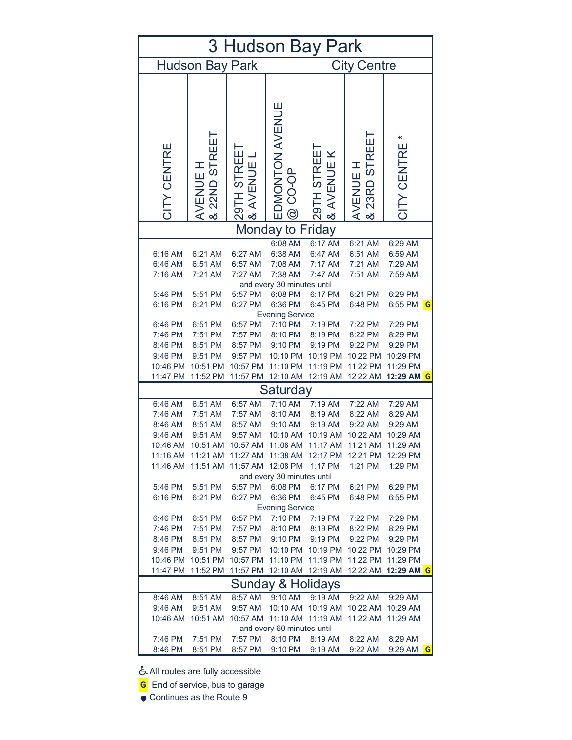# 3 Hudson Bay Park

| Hudson Bay Park | | | | | | City Centre | |
|---|---|---|---|---|---|---|---|
| CITY CENTRE | AVENUE H & 22ND STREET | 29TH STREET & AVENUE L | EDMONTON AVENUE @ CO-OP | 29TH STREET & AVENUE K | AVENUE H & 23RD STREET | CITY CENTRE * | |
| **Monday to Friday** | | | | | | | |
| | | | 6:08 AM | 6:17 AM | 6:21 AM | 6:29 AM | |
| 6:16 AM | 6:21 AM | 6:27 AM | 6:38 AM | 6:47 AM | 6:51 AM | 6:59 AM | |
| 6:46 AM | 6:51 AM | 6:57 AM | 7:08 AM | 7:17 AM | 7:21 AM | 7:29 AM | |
| 7:16 AM | 7:21 AM | 7:27 AM | 7:38 AM | 7:47 AM | 7:51 AM | 7:59 AM | |
| and every 30 minutes until | | | | | | | |
| 5:46 PM | 5:51 PM | 5:57 PM | 6:08 PM | 6:17 PM | 6:21 PM | 6:29 PM | |
| 6:16 PM | 6:21 PM | 6:27 PM | 6:36 PM | 6:45 PM | 6:48 PM | 6:55 PM | G |
| Evening Service | | | | | | | |
| 6:46 PM | 6:51 PM | 6:57 PM | 7:10 PM | 7:19 PM | 7:22 PM | 7:29 PM | |
| 7:46 PM | 7:51 PM | 7:57 PM | 8:10 PM | 8:19 PM | 8:22 PM | 8:29 PM | |
| 8:46 PM | 8:51 PM | 8:57 PM | 9:10 PM | 9:19 PM | 9:22 PM | 9:29 PM | |
| 9:46 PM | 9:51 PM | 9:57 PM | 10:10 PM | 10:19 PM | 10:22 PM | 10:29 PM | |
| 10:46 PM | 10:51 PM | 10:57 PM | 11:10 PM | 11:19 PM | 11:22 PM | 11:29 PM | |
| 11:47 PM | 11:52 PM | 11:57 PM | 12:10 AM | 12:19 AM | 12:22 AM | **12:29 AM** | G |
| **Saturday** | | | | | | | |
| 6:46 AM | 6:51 AM | 6:57 AM | 7:10 AM | 7:19 AM | 7:22 AM | 7:29 AM | |
| 7:46 AM | 7:51 AM | 7:57 AM | 8:10 AM | 8:19 AM | 8:22 AM | 8:29 AM | |
| 8:46 AM | 8:51 AM | 8:57 AM | 9:10 AM | 9:19 AM | 9:22 AM | 9:29 AM | |
| 9:46 AM | 9:51 AM | 9:57 AM | 10:10 AM | 10:19 AM | 10:22 AM | 10:29 AM | |
| 10:46 AM | 10:51 AM | 10:57 AM | 11:08 AM | 11:17 AM | 11:21 AM | 11:29 AM | |
| 11:16 AM | 11:21 AM | 11:27 AM | 11:38 AM | 12:17 PM | 12:21 PM | 12:29 PM | |
| 11:46 AM | 11:51 AM | 11:57 AM | 12:08 PM | 1:17 PM | 1:21 PM | 1:29 PM | |
| and every 30 minutes until | | | | | | | |
| 5:46 PM | 5:51 PM | 5:57 PM | 6:08 PM | 6:17 PM | 6:21 PM | 6:29 PM | |
| 6:16 PM | 6:21 PM | 6:27 PM | 6:36 PM | 6:45 PM | 6:48 PM | 6:55 PM | |
| Evening Service | | | | | | | |
| 6:46 PM | 6:51 PM | 6:57 PM | 7:10 PM | 7:19 PM | 7:22 PM | 7:29 PM | |
| 7:46 PM | 7:51 PM | 7:57 PM | 8:10 PM | 8:19 PM | 8:22 PM | 8:29 PM | |
| 8:46 PM | 8:51 PM | 8:57 PM | 9:10 PM | 9:19 PM | 9:22 PM | 9:29 PM | |
| 9:46 PM | 9:51 PM | 9:57 PM | 10:10 PM | 10:19 PM | 10:22 PM | 10:29 PM | |
| 10:46 PM | 10:51 PM | 10:57 PM | 11:10 PM | 11:19 PM | 11:22 PM | 11:29 PM | |
| 11:47 PM | 11:52 PM | 11:57 PM | 12:10 AM | 12:19 AM | 12:22 AM | **12:29 AM** | G |
| **Sunday & Holidays** | | | | | | | |
| 8:46 AM | 8:51 AM | 8:57 AM | 9:10 AM | 9:19 AM | 9:22 AM | 9:29 AM | |
| 9:46 AM | 9:51 AM | 9:57 AM | 10:10 AM | 10:19 AM | 10:22 AM | 10:29 AM | |
| 10:46 AM | 10:51 AM | 10:57 AM | 11:10 AM | 11:19 AM | 11:22 AM | 11:29 AM | |
| and every 60 minutes until | | | | | | | |
| 7:46 PM | 7:51 PM | 7:57 PM | 8:10 PM | 8:19 AM | 8:22 AM | 8:29 AM | |
| 8:46 PM | 8:51 PM | 8:57 PM | 9:10 PM | 9:19 AM | 9:22 AM | 9:29 AM | G |

♿ All routes are fully accessible

**G** End of service, bus to garage

● Continues as the Route 9